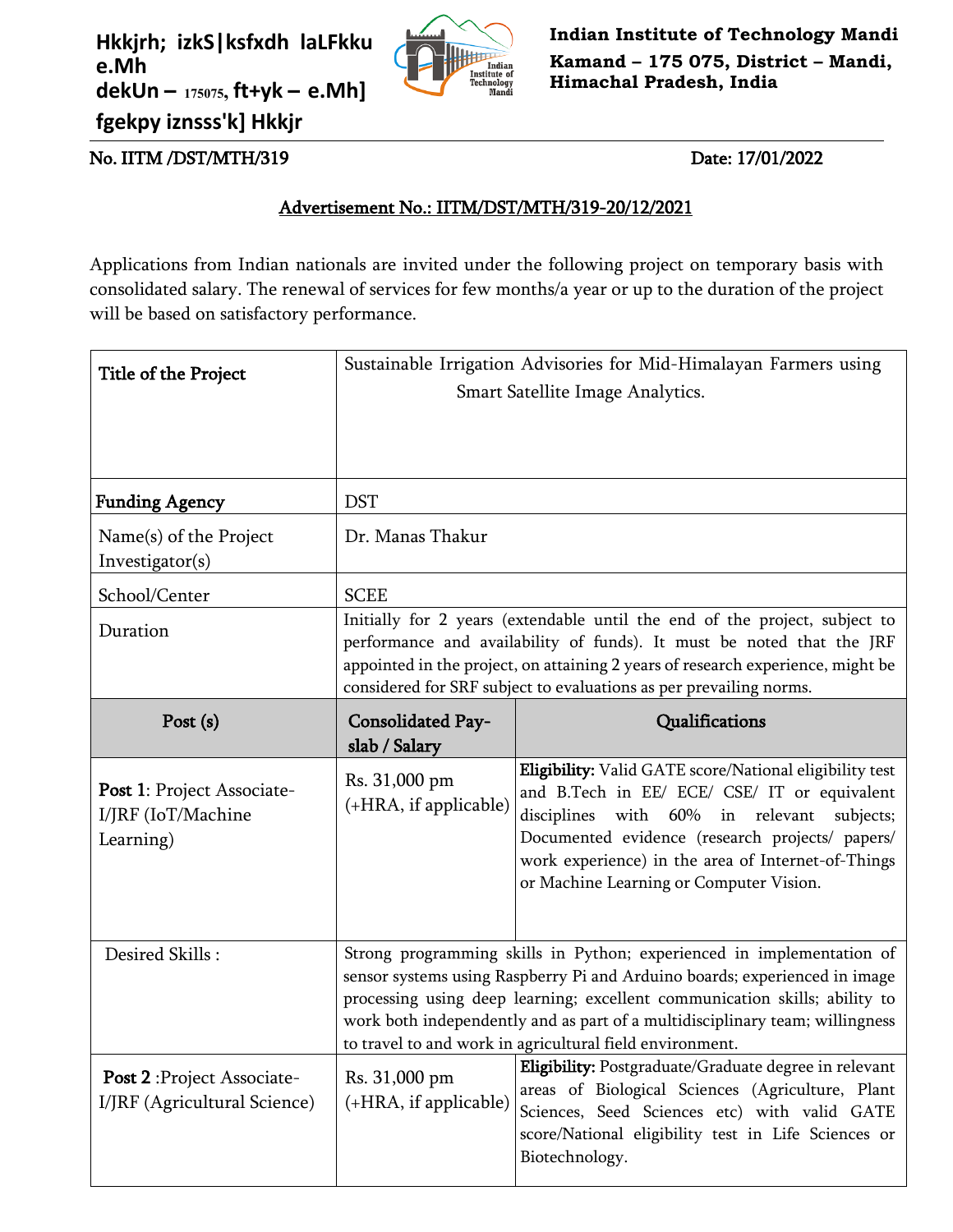Hkkjrh; izkS|ksfxdh laLFkku e.Mh
dekUn – 175075, ft+yk – e.Mh]
fgekpy iznsss'k] Hkkjr

**Indian Institute of Technology Mandi**
**Kamand – 175 075, District – Mandi,**
**Himachal Pradesh, India**

No. IITM /DST/MTH/319 Date: 17/01/2022

**Advertisement No.: IITM/DST/MTH/319-20/12/2021**

Applications from Indian nationals are invited under the following project on temporary basis with consolidated salary. The renewal of services for few months/a year or up to the duration of the project will be based on satisfactory performance.

| Title of the Project | Sustainable Irrigation Advisories for Mid-Himalayan Farmers using Smart Satellite Image Analytics. | |
|---|---|---|
| **Funding Agency** | DST | |
| Name(s) of the Project Investigator(s) | Dr. Manas Thakur | |
| School/Center | SCEE | |
| Duration | Initially for 2 years (extendable until the end of the project, subject to performance and availability of funds). It must be noted that the JRF appointed in the project, on attaining 2 years of research experience, might be considered for SRF subject to evaluations as per prevailing norms. | |
| **Post (s)** | **Consolidated Pay-slab / Salary** | **Qualifications** |
| **Post 1**: Project Associate-I/JRF (IoT/Machine Learning) | Rs. 31,000 pm (+HRA, if applicable) | **Eligibility:** Valid GATE score/National eligibility test and B.Tech in EE/ ECE/ CSE/ IT or equivalent disciplines with 60% in relevant subjects; Documented evidence (research projects/ papers/ work experience) in the area of Internet-of-Things or Machine Learning or Computer Vision. |
| Desired Skills : | Strong programming skills in Python; experienced in implementation of sensor systems using Raspberry Pi and Arduino boards; experienced in image processing using deep learning; excellent communication skills; ability to work both independently and as part of a multidisciplinary team; willingness to travel to and work in agricultural field environment. | |
| **Post 2** :Project Associate-I/JRF (Agricultural Science) | Rs. 31,000 pm (+HRA, if applicable) | **Eligibility:** Postgraduate/Graduate degree in relevant areas of Biological Sciences (Agriculture, Plant Sciences, Seed Sciences etc) with valid GATE score/National eligibility test in Life Sciences or Biotechnology. |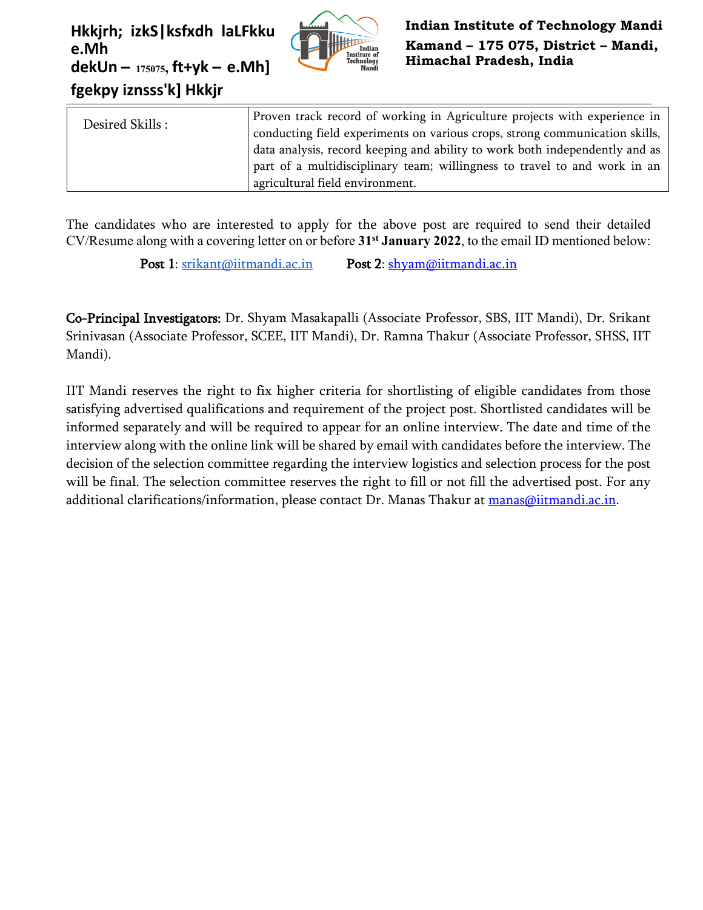| | |
|---|---|
| Desired Skills : | Proven track record of working in Agriculture projects with experience in conducting field experiments on various crops, strong communication skills, data analysis, record keeping and ability to work both independently and as part of a multidisciplinary team; willingness to travel to and work in an agricultural field environment. |

The candidates who are interested to apply for the above post are required to send their detailed CV/Resume along with a covering letter on or before **31st January 2022**, to the email ID mentioned below:

**Post 1**: srikant@iitmandi.ac.in **Post 2**: shyam@iitmandi.ac.in

**Co-Principal Investigators:** Dr. Shyam Masakapalli (Associate Professor, SBS, IIT Mandi), Dr. Srikant Srinivasan (Associate Professor, SCEE, IIT Mandi), Dr. Ramna Thakur (Associate Professor, SHSS, IIT Mandi).

IIT Mandi reserves the right to fix higher criteria for shortlisting of eligible candidates from those satisfying advertised qualifications and requirement of the project post. Shortlisted candidates will be informed separately and will be required to appear for an online interview. The date and time of the interview along with the online link will be shared by email with candidates before the interview. The decision of the selection committee regarding the interview logistics and selection process for the post will be final. The selection committee reserves the right to fill or not fill the advertised post. For any additional clarifications/information, please contact Dr. Manas Thakur at manas@iitmandi.ac.in.